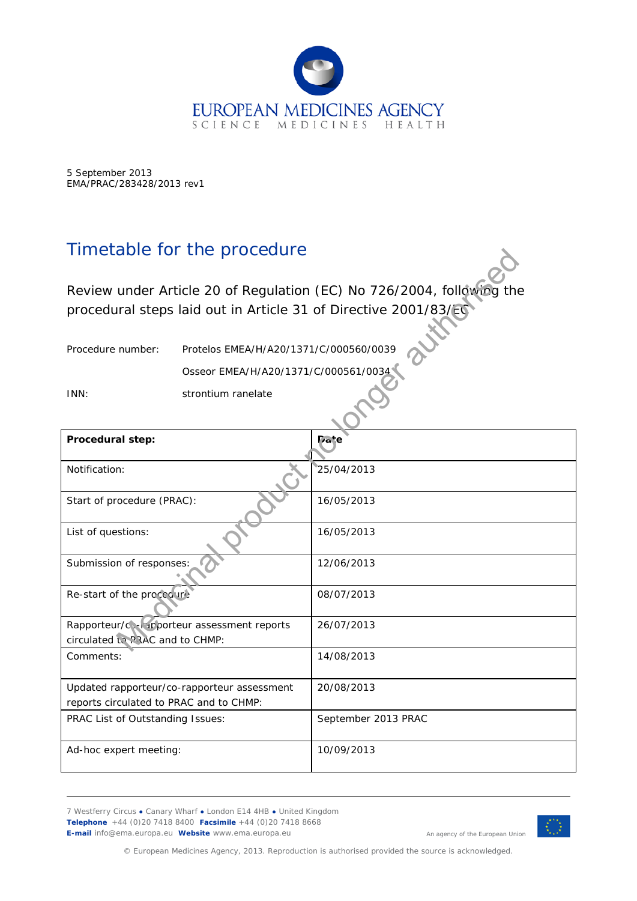5 September 2013
EMA/PRAC/283428/2013 rev1

# Timetable for the procedure

## Review under Article 20 of Regulation (EC) No 726/2004, following the procedural steps laid out in Article 31 of Directive 2001/83/EC

Procedure number: Protelos EMEA/H/A20/1371/C/000560/0039

Osseor EMEA/H/A20/1371/C/000561/0034

INN: strontium ranelate

| Procedural step: | Date |
|---|---|
| Notification: | 25/04/2013 |
| Start of procedure (PRAC): | 16/05/2013 |
| List of questions: | 16/05/2013 |
| Submission of responses: | 12/06/2013 |
| Re-start of the procedure | 08/07/2013 |
| Rapporteur/co-rapporteur assessment reports circulated to PRAC and to CHMP: | 26/07/2013 |
| Comments: | 14/08/2013 |
| Updated rapporteur/co-rapporteur assessment reports circulated to PRAC and to CHMP: | 20/08/2013 |
| PRAC List of Outstanding Issues: | September 2013 PRAC |
| Ad-hoc expert meeting: | 10/09/2013 |

Medicinal product no longer authorised

7 Westferry Circus ● Canary Wharf ● London E14 4HB ● United Kingdom
**Telephone** +44 (0)20 7418 8400 **Facsimile** +44 (0)20 7418 8668
**E-mail** info@ema.europa.eu **Website** www.ema.europa.eu

An agency of the European Union

© European Medicines Agency, 2013. Reproduction is authorised provided the source is acknowledged.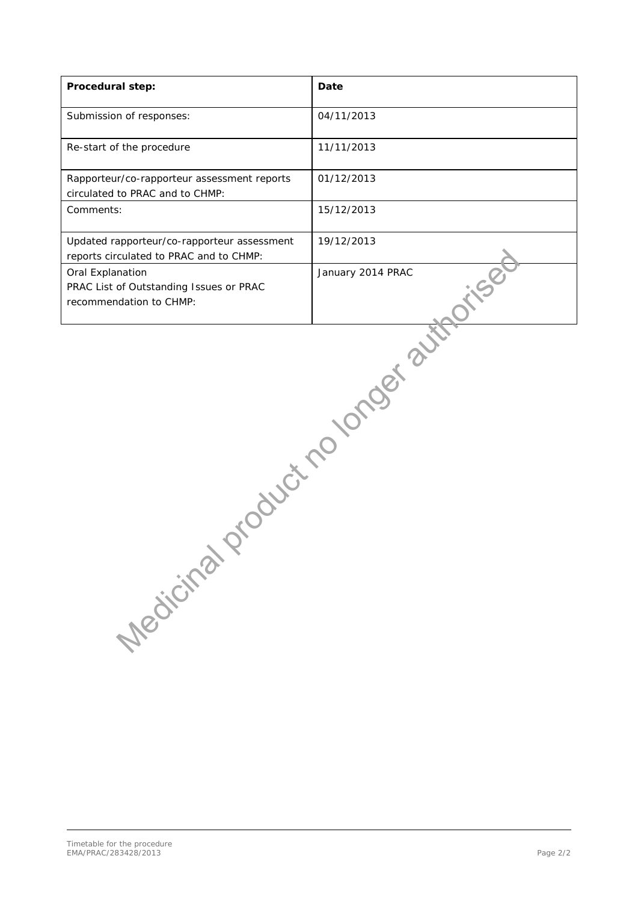| Procedural step: | Date |
|---|---|
| Submission of responses: | 04/11/2013 |
| Re-start of the procedure | 11/11/2013 |
| Rapporteur/co-rapporteur assessment reports circulated to PRAC and to CHMP: | 01/12/2013 |
| Comments: | 15/12/2013 |
| Updated rapporteur/co-rapporteur assessment reports circulated to PRAC and to CHMP: | 19/12/2013 |
| Oral Explanation<br>PRAC List of Outstanding Issues or PRAC recommendation to CHMP: | January 2014 PRAC |

Medicinal product no longer authorised